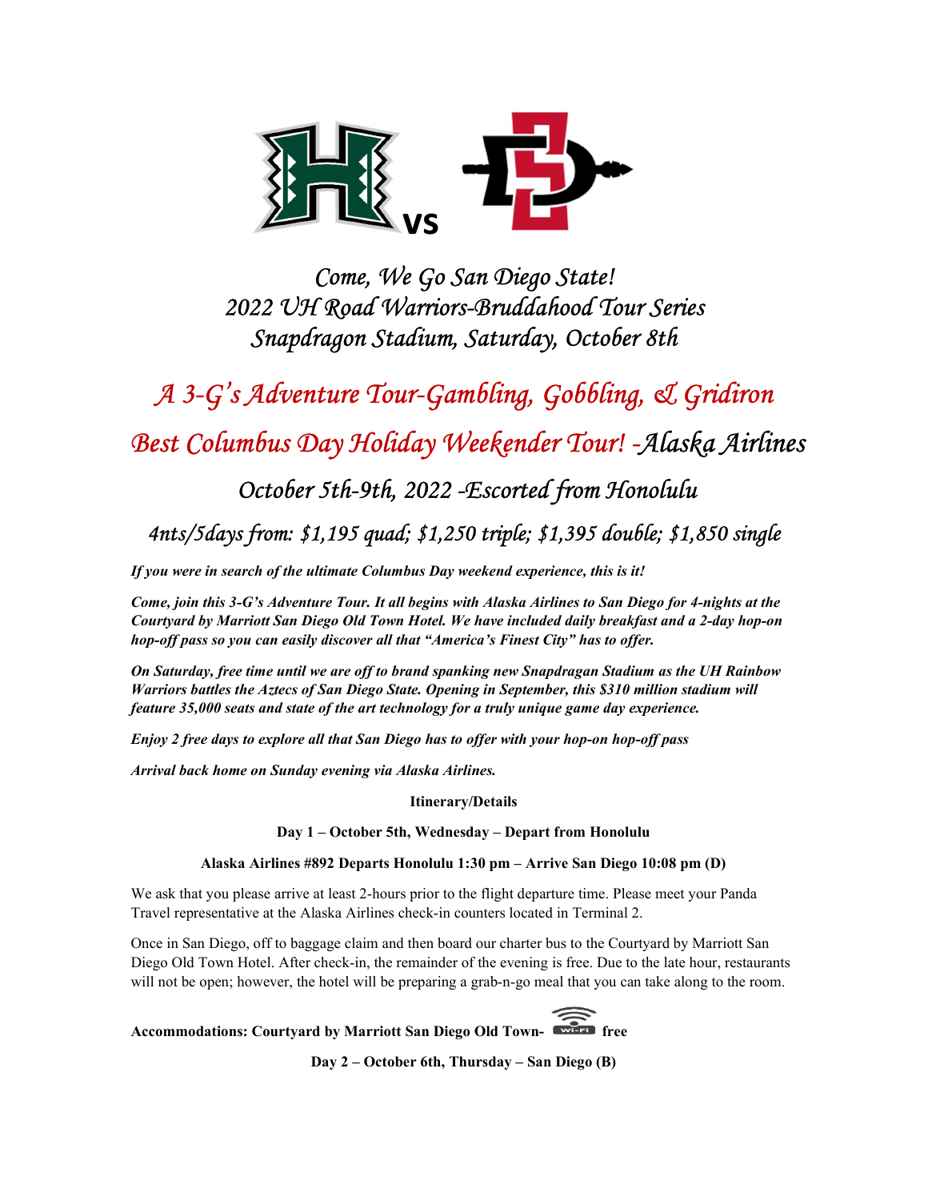**vs**

# *Come, We Go San Diego State!*
# *2022 UH Road Warriors-Bruddahood Tour Series*
# *Snapdragon Stadium, Saturday, October 8th*

## *A 3-G's Adventure Tour-Gambling, Gobbling, & Gridiron*

## *Best Columbus Day Holiday Weekender Tour! -Alaska Airlines*

### *October 5th-9th, 2022 -Escorted from Honolulu*

### *4nts/5days from: $1,195 quad; $1,250 triple; $1,395 double; $1,850 single*

***If you were in search of the ultimate Columbus Day weekend experience, this is it!***

***Come, join this 3-G's Adventure Tour. It all begins with Alaska Airlines to San Diego for 4-nights at the Courtyard by Marriott San Diego Old Town Hotel. We have included daily breakfast and a 2-day hop-on hop-off pass so you can easily discover all that "America's Finest City" has to offer.***

***On Saturday, free time until we are off to brand spanking new Snapdragan Stadium as the UH Rainbow Warriors battles the Aztecs of San Diego State. Opening in September, this $310 million stadium will feature 35,000 seats and state of the art technology for a truly unique game day experience.***

***Enjoy 2 free days to explore all that San Diego has to offer with your hop-on hop-off pass***

***Arrival back home on Sunday evening via Alaska Airlines.***

**Itinerary/Details**

**Day 1 – October 5th, Wednesday – Depart from Honolulu**

**Alaska Airlines #892 Departs Honolulu 1:30 pm – Arrive San Diego 10:08 pm (D)**

We ask that you please arrive at least 2-hours prior to the flight departure time. Please meet your Panda Travel representative at the Alaska Airlines check-in counters located in Terminal 2.

Once in San Diego, off to baggage claim and then board our charter bus to the Courtyard by Marriott San Diego Old Town Hotel. After check-in, the remainder of the evening is free. Due to the late hour, restaurants will not be open; however, the hotel will be preparing a grab-n-go meal that you can take along to the room.

**Accommodations: Courtyard by Marriott San Diego Old Town- Wi-Fi free**

**Day 2 – October 6th, Thursday – San Diego (B)**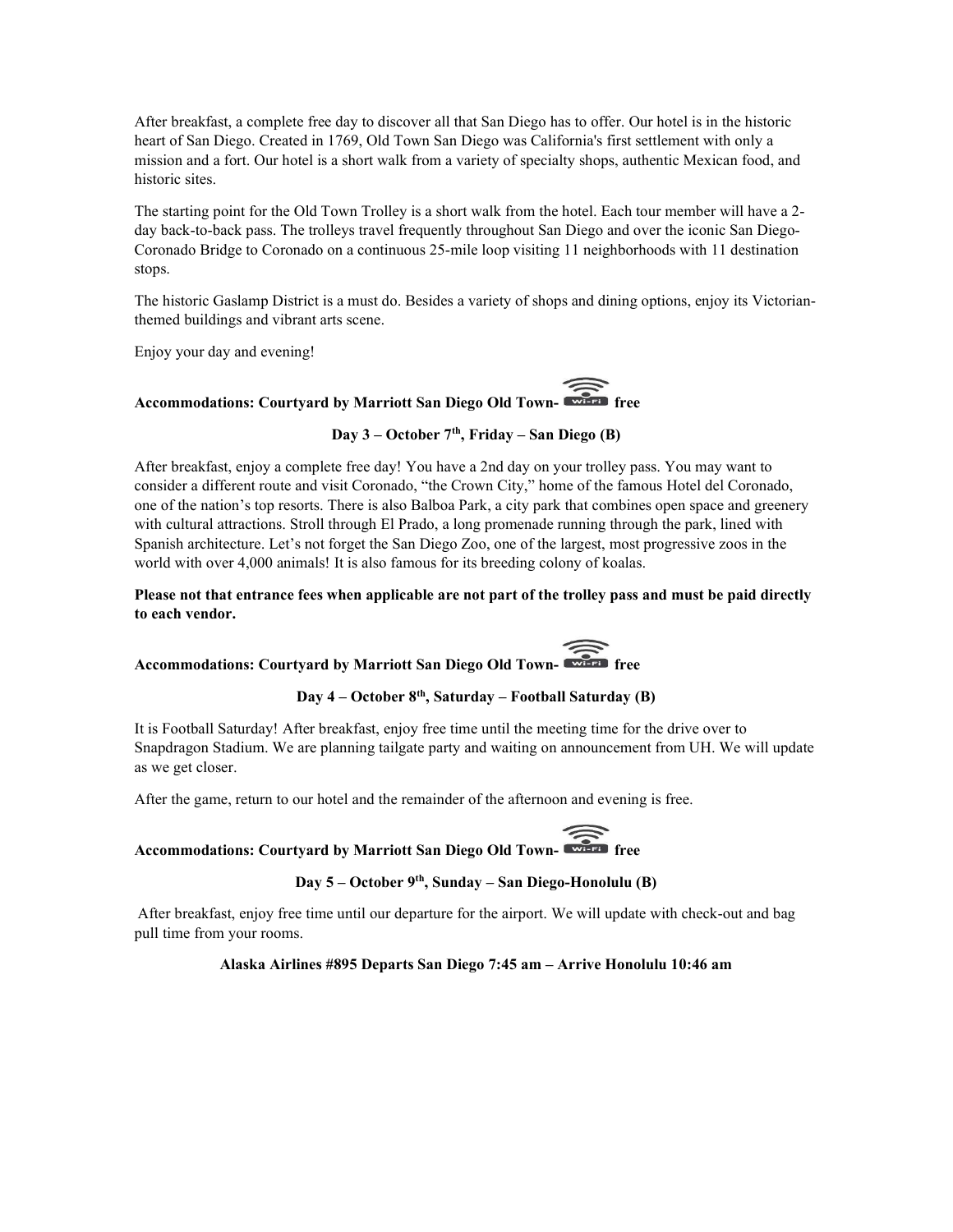After breakfast, a complete free day to discover all that San Diego has to offer. Our hotel is in the historic heart of San Diego. Created in 1769, Old Town San Diego was California's first settlement with only a mission and a fort. Our hotel is a short walk from a variety of specialty shops, authentic Mexican food, and historic sites.

The starting point for the Old Town Trolley is a short walk from the hotel. Each tour member will have a 2-day back-to-back pass. The trolleys travel frequently throughout San Diego and over the iconic San Diego-Coronado Bridge to Coronado on a continuous 25-mile loop visiting 11 neighborhoods with 11 destination stops.

The historic Gaslamp District is a must do. Besides a variety of shops and dining options, enjoy its Victorian-themed buildings and vibrant arts scene.

Enjoy your day and evening!

**Accommodations: Courtyard by Marriott San Diego Old Town- Wi-Fi free**

### Day 3 – October 7th, Friday – San Diego (B)

After breakfast, enjoy a complete free day! You have a 2nd day on your trolley pass. You may want to consider a different route and visit Coronado, "the Crown City," home of the famous Hotel del Coronado, one of the nation's top resorts. There is also Balboa Park, a city park that combines open space and greenery with cultural attractions. Stroll through El Prado, a long promenade running through the park, lined with Spanish architecture. Let's not forget the San Diego Zoo, one of the largest, most progressive zoos in the world with over 4,000 animals! It is also famous for its breeding colony of koalas.

**Please not that entrance fees when applicable are not part of the trolley pass and must be paid directly to each vendor.**

**Accommodations: Courtyard by Marriott San Diego Old Town- Wi-Fi free**

### Day 4 – October 8th, Saturday – Football Saturday (B)

It is Football Saturday! After breakfast, enjoy free time until the meeting time for the drive over to Snapdragon Stadium. We are planning tailgate party and waiting on announcement from UH. We will update as we get closer.

After the game, return to our hotel and the remainder of the afternoon and evening is free.

**Accommodations: Courtyard by Marriott San Diego Old Town- Wi-Fi free**

### Day 5 – October 9th, Sunday – San Diego-Honolulu (B)

After breakfast, enjoy free time until our departure for the airport. We will update with check-out and bag pull time from your rooms.

**Alaska Airlines #895 Departs San Diego 7:45 am – Arrive Honolulu 10:46 am**